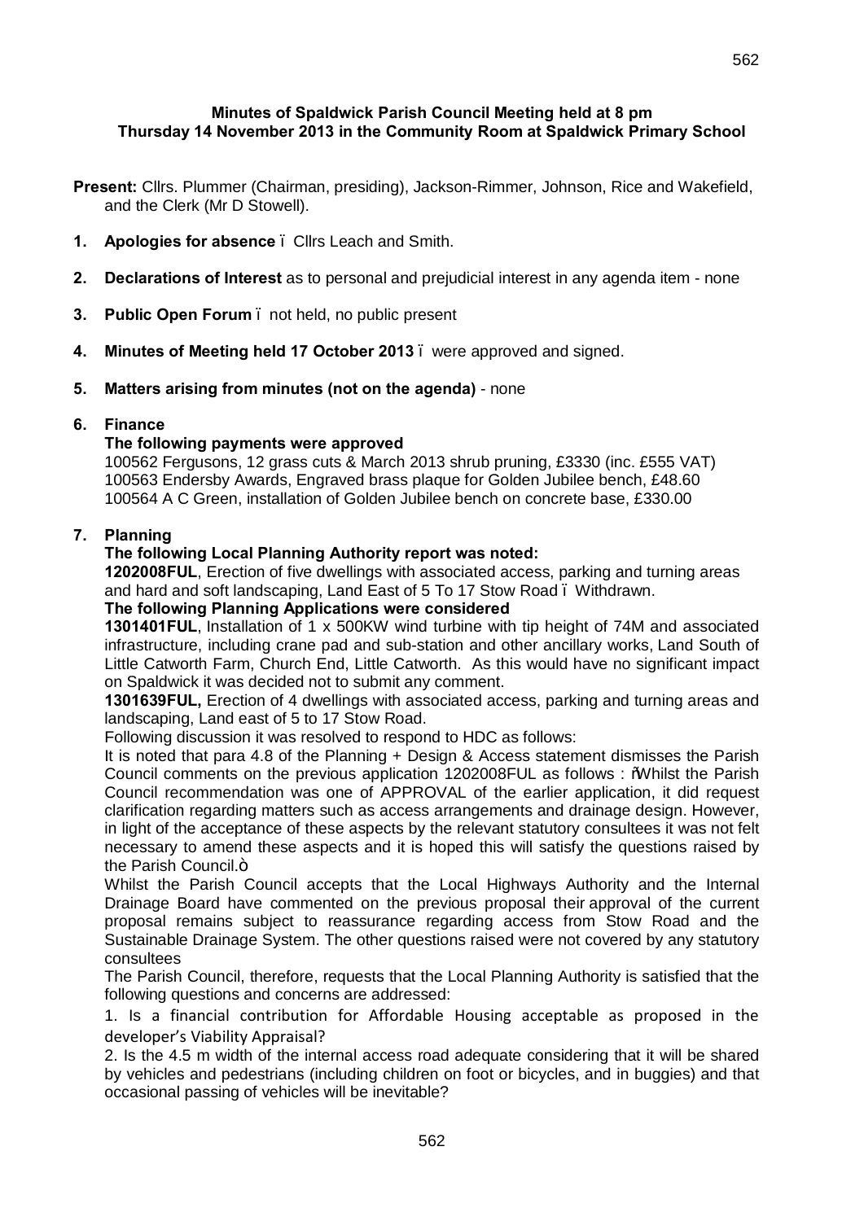**Minutes of Spaldwick Parish Council Meeting held at 8 pm**
**Thursday 14 November 2013 in the Community Room at Spaldwick Primary School**

**Present:** Cllrs. Plummer (Chairman, presiding), Jackson-Rimmer, Johnson, Rice and Wakefield, and the Clerk (Mr D Stowell).

1. **Apologies for absence** – Cllrs Leach and Smith.
2. **Declarations of Interest** as to personal and prejudicial interest in any agenda item - none
3. **Public Open Forum** – not held, no public present
4. **Minutes of Meeting held 17 October 2013** – were approved and signed.
5. **Matters arising from minutes (not on the agenda)** - none
6. **Finance**

   **The following payments were approved**

   100562 Fergusons, 12 grass cuts & March 2013 shrub pruning, £3330 (inc. £555 VAT)
   100563 Endersby Awards, Engraved brass plaque for Golden Jubilee bench, £48.60
   100564 A C Green, installation of Golden Jubilee bench on concrete base, £330.00

7. **Planning**

   **The following Local Planning Authority report was noted:**

   **1202008FUL**, Erection of five dwellings with associated access, parking and turning areas and hard and soft landscaping, Land East of 5 To 17 Stow Road – Withdrawn.

   **The following Planning Applications were considered**

   **1301401FUL**, Installation of 1 x 500KW wind turbine with tip height of 74M and associated infrastructure, including crane pad and sub-station and other ancillary works, Land South of Little Catworth Farm, Church End, Little Catworth. As this would have no significant impact on Spaldwick it was decided not to submit any comment.

   **1301639FUL,** Erection of 4 dwellings with associated access, parking and turning areas and landscaping, Land east of 5 to 17 Stow Road.

   Following discussion it was resolved to respond to HDC as follows:

   It is noted that para 4.8 of the Planning + Design & Access statement dismisses the Parish Council comments on the previous application 1202008FUL as follows : "Whilst the Parish Council recommendation was one of APPROVAL of the earlier application, it did request clarification regarding matters such as access arrangements and drainage design. However, in light of the acceptance of these aspects by the relevant statutory consultees it was not felt necessary to amend these aspects and it is hoped this will satisfy the questions raised by the Parish Council."

   Whilst the Parish Council accepts that the Local Highways Authority and the Internal Drainage Board have commented on the previous proposal their approval of the current proposal remains subject to reassurance regarding access from Stow Road and the Sustainable Drainage System. The other questions raised were not covered by any statutory consultees

   The Parish Council, therefore, requests that the Local Planning Authority is satisfied that the following questions and concerns are addressed:

   1. Is a financial contribution for Affordable Housing acceptable as proposed in the developer's Viability Appraisal?
   2. Is the 4.5 m width of the internal access road adequate considering that it will be shared by vehicles and pedestrians (including children on foot or bicycles, and in buggies) and that occasional passing of vehicles will be inevitable?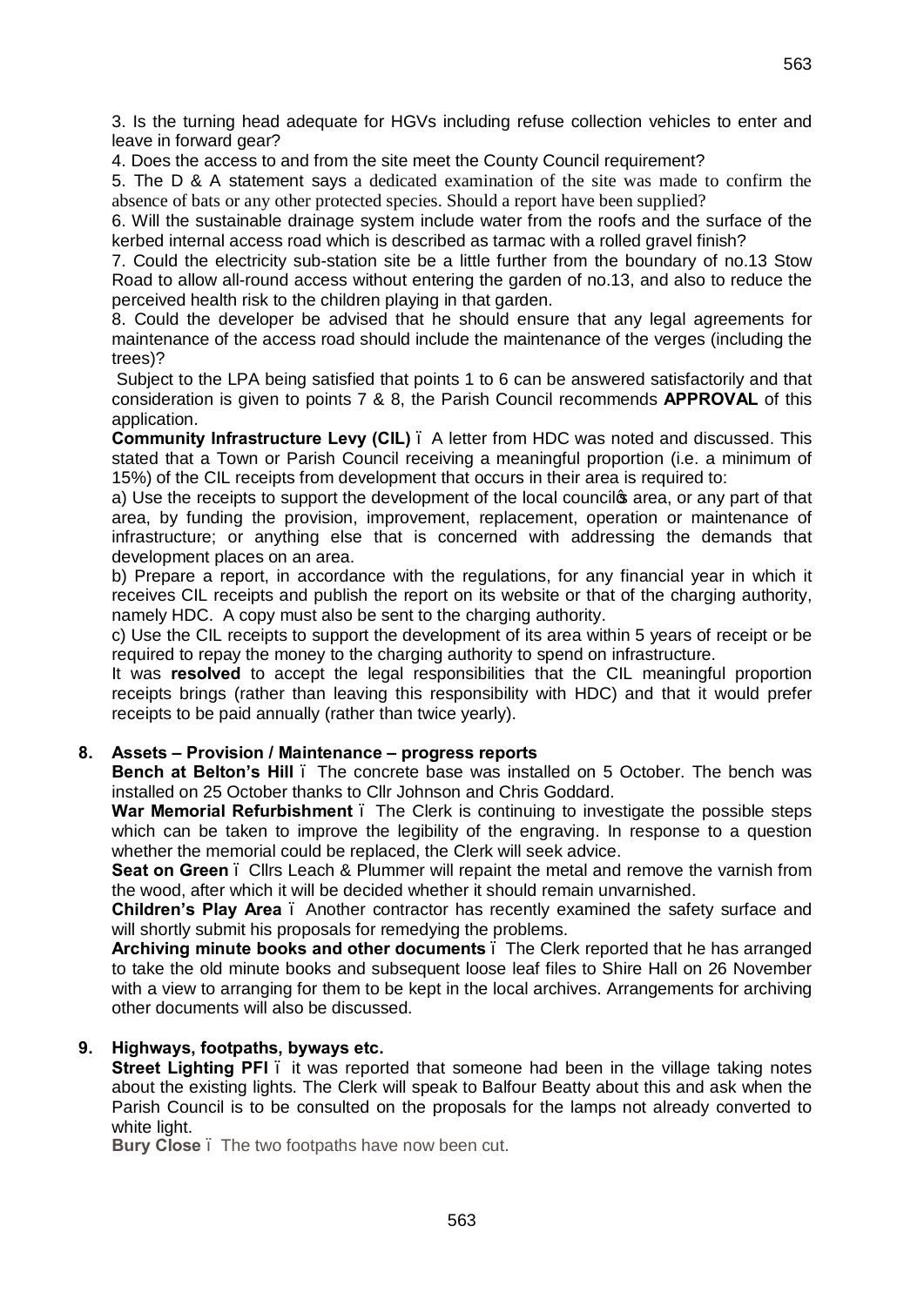3. Is the turning head adequate for HGVs including refuse collection vehicles to enter and leave in forward gear?

4. Does the access to and from the site meet the County Council requirement?

5. The D & A statement says a dedicated examination of the site was made to confirm the absence of bats or any other protected species. Should a report have been supplied?

6. Will the sustainable drainage system include water from the roofs and the surface of the kerbed internal access road which is described as tarmac with a rolled gravel finish?

7. Could the electricity sub-station site be a little further from the boundary of no.13 Stow Road to allow all-round access without entering the garden of no.13, and also to reduce the perceived health risk to the children playing in that garden.

8. Could the developer be advised that he should ensure that any legal agreements for maintenance of the access road should include the maintenance of the verges (including the trees)?

Subject to the LPA being satisfied that points 1 to 6 can be answered satisfactorily and that consideration is given to points 7 & 8, the Parish Council recommends **APPROVAL** of this application.

**Community Infrastructure Levy (CIL)** – A letter from HDC was noted and discussed. This stated that a Town or Parish Council receiving a meaningful proportion (i.e. a minimum of 15%) of the CIL receipts from development that occurs in their area is required to:

a) Use the receipts to support the development of the local council's area, or any part of that area, by funding the provision, improvement, replacement, operation or maintenance of infrastructure; or anything else that is concerned with addressing the demands that development places on an area.

b) Prepare a report, in accordance with the regulations, for any financial year in which it receives CIL receipts and publish the report on its website or that of the charging authority, namely HDC. A copy must also be sent to the charging authority.

c) Use the CIL receipts to support the development of its area within 5 years of receipt or be required to repay the money to the charging authority to spend on infrastructure.

It was **resolved** to accept the legal responsibilities that the CIL meaningful proportion receipts brings (rather than leaving this responsibility with HDC) and that it would prefer receipts to be paid annually (rather than twice yearly).

## 8. Assets – Provision / Maintenance – progress reports

**Bench at Belton's Hill** – The concrete base was installed on 5 October. The bench was installed on 25 October thanks to Cllr Johnson and Chris Goddard.

**War Memorial Refurbishment** – The Clerk is continuing to investigate the possible steps which can be taken to improve the legibility of the engraving. In response to a question whether the memorial could be replaced, the Clerk will seek advice.

**Seat on Green** – Cllrs Leach & Plummer will repaint the metal and remove the varnish from the wood, after which it will be decided whether it should remain unvarnished.

**Children's Play Area** – Another contractor has recently examined the safety surface and will shortly submit his proposals for remedying the problems.

**Archiving minute books and other documents** – The Clerk reported that he has arranged to take the old minute books and subsequent loose leaf files to Shire Hall on 26 November with a view to arranging for them to be kept in the local archives. Arrangements for archiving other documents will also be discussed.

## 9. Highways, footpaths, byways etc.

**Street Lighting PFI** – it was reported that someone had been in the village taking notes about the existing lights. The Clerk will speak to Balfour Beatty about this and ask when the Parish Council is to be consulted on the proposals for the lamps not already converted to white light.

**Bury Close** – The two footpaths have now been cut.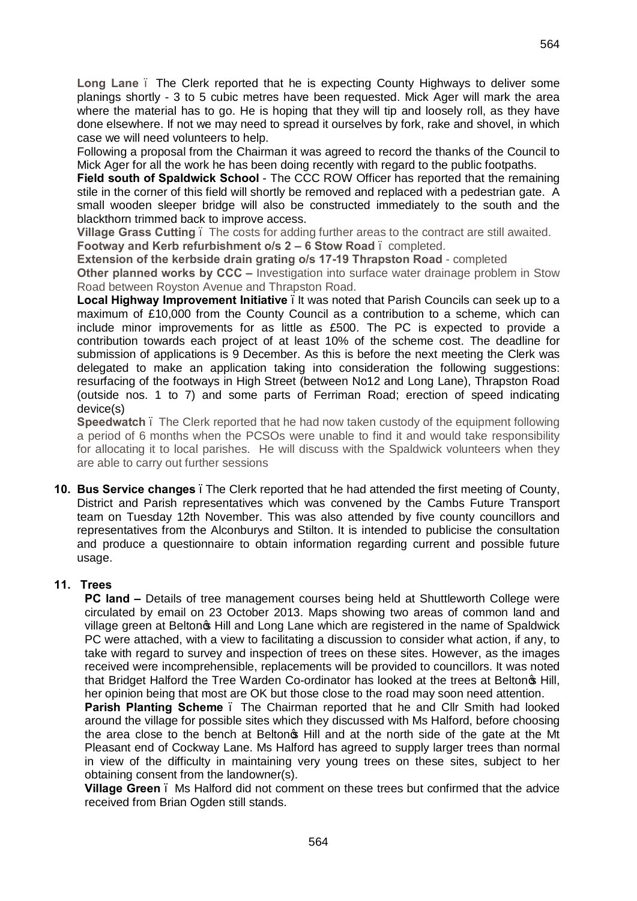**Long Lane** – The Clerk reported that he is expecting County Highways to deliver some planings shortly - 3 to 5 cubic metres have been requested. Mick Ager will mark the area where the material has to go. He is hoping that they will tip and loosely roll, as they have done elsewhere. If not we may need to spread it ourselves by fork, rake and shovel, in which case we will need volunteers to help.

Following a proposal from the Chairman it was agreed to record the thanks of the Council to Mick Ager for all the work he has been doing recently with regard to the public footpaths.

**Field south of Spaldwick School** - The CCC ROW Officer has reported that the remaining stile in the corner of this field will shortly be removed and replaced with a pedestrian gate. A small wooden sleeper bridge will also be constructed immediately to the south and the blackthorn trimmed back to improve access.

**Village Grass Cutting** – The costs for adding further areas to the contract are still awaited.

**Footway and Kerb refurbishment o/s 2 – 6 Stow Road** – completed.

**Extension of the kerbside drain grating o/s 17-19 Thrapston Road** - completed

**Other planned works by CCC –** Investigation into surface water drainage problem in Stow Road between Royston Avenue and Thrapston Road.

**Local Highway Improvement Initiative** – It was noted that Parish Councils can seek up to a maximum of £10,000 from the County Council as a contribution to a scheme, which can include minor improvements for as little as £500. The PC is expected to provide a contribution towards each project of at least 10% of the scheme cost. The deadline for submission of applications is 9 December. As this is before the next meeting the Clerk was delegated to make an application taking into consideration the following suggestions: resurfacing of the footways in High Street (between No12 and Long Lane), Thrapston Road (outside nos. 1 to 7) and some parts of Ferriman Road; erection of speed indicating device(s)

**Speedwatch** – The Clerk reported that he had now taken custody of the equipment following a period of 6 months when the PCSOs were unable to find it and would take responsibility for allocating it to local parishes. He will discuss with the Spaldwick volunteers when they are able to carry out further sessions

**10. Bus Service changes** – The Clerk reported that he had attended the first meeting of County, District and Parish representatives which was convened by the Cambs Future Transport team on Tuesday 12th November. This was also attended by five county councillors and representatives from the Alconburys and Stilton. It is intended to publicise the consultation and produce a questionnaire to obtain information regarding current and possible future usage.

**11. Trees**

**PC land –** Details of tree management courses being held at Shuttleworth College were circulated by email on 23 October 2013. Maps showing two areas of common land and village green at Belton's Hill and Long Lane which are registered in the name of Spaldwick PC were attached, with a view to facilitating a discussion to consider what action, if any, to take with regard to survey and inspection of trees on these sites. However, as the images received were incomprehensible, replacements will be provided to councillors. It was noted that Bridget Halford the Tree Warden Co-ordinator has looked at the trees at Belton's Hill, her opinion being that most are OK but those close to the road may soon need attention.

**Parish Planting Scheme** – The Chairman reported that he and Cllr Smith had looked around the village for possible sites which they discussed with Ms Halford, before choosing the area close to the bench at Belton's Hill and at the north side of the gate at the Mt Pleasant end of Cockway Lane. Ms Halford has agreed to supply larger trees than normal in view of the difficulty in maintaining very young trees on these sites, subject to her obtaining consent from the landowner(s).

**Village Green** – Ms Halford did not comment on these trees but confirmed that the advice received from Brian Ogden still stands.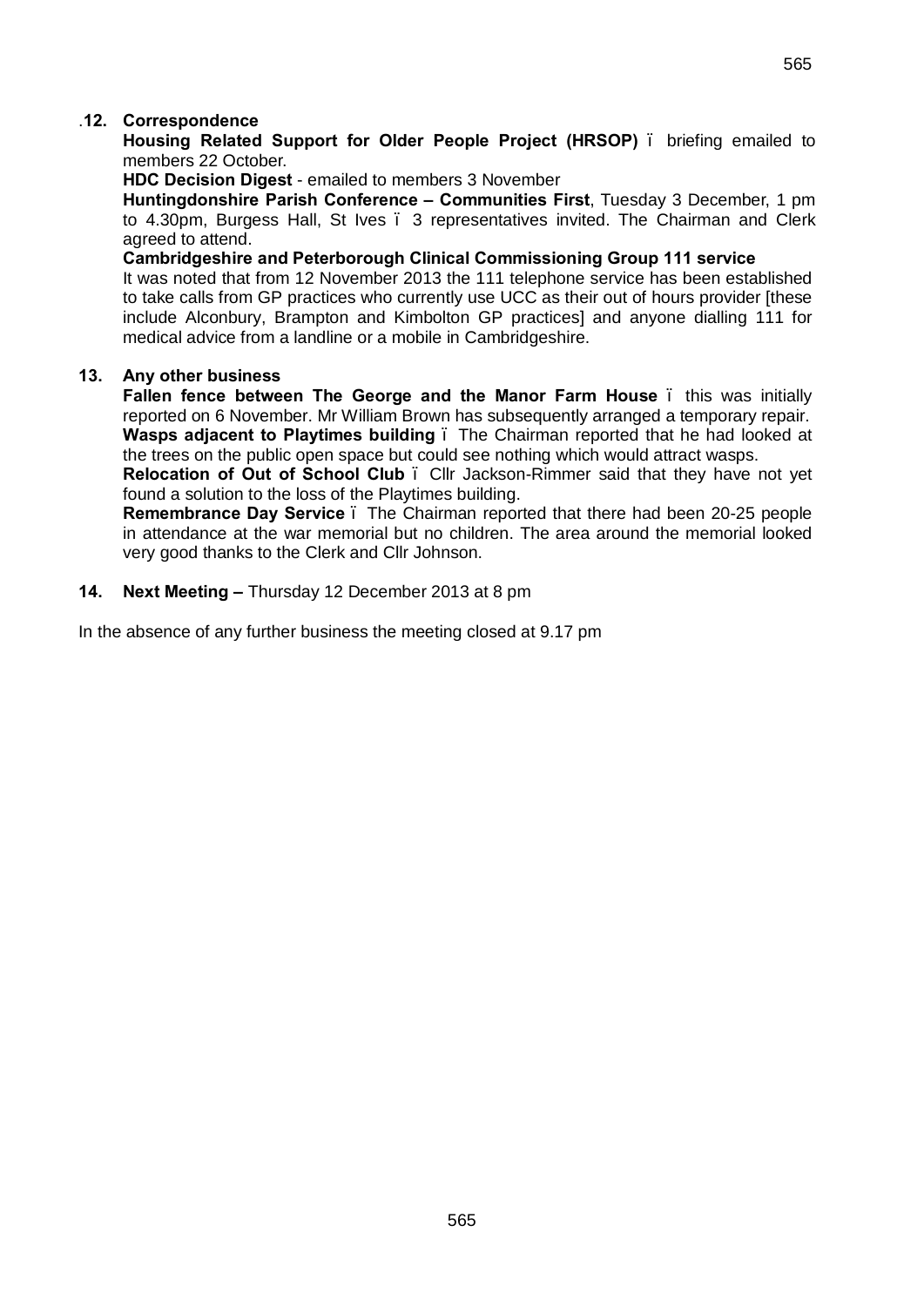**.12. Correspondence**

**Housing Related Support for Older People Project (HRSOP)** – briefing emailed to members 22 October.

**HDC Decision Digest** - emailed to members 3 November

**Huntingdonshire Parish Conference – Communities First**, Tuesday 3 December, 1 pm to 4.30pm, Burgess Hall, St Ives – 3 representatives invited. The Chairman and Clerk agreed to attend.

**Cambridgeshire and Peterborough Clinical Commissioning Group 111 service**

It was noted that from 12 November 2013 the 111 telephone service has been established to take calls from GP practices who currently use UCC as their out of hours provider [these include Alconbury, Brampton and Kimbolton GP practices] and anyone dialling 111 for medical advice from a landline or a mobile in Cambridgeshire.

**13. Any other business**

**Fallen fence between The George and the Manor Farm House** – this was initially reported on 6 November. Mr William Brown has subsequently arranged a temporary repair.

**Wasps adjacent to Playtimes building** – The Chairman reported that he had looked at the trees on the public open space but could see nothing which would attract wasps.

**Relocation of Out of School Club** – Cllr Jackson-Rimmer said that they have not yet found a solution to the loss of the Playtimes building.

**Remembrance Day Service** – The Chairman reported that there had been 20-25 people in attendance at the war memorial but no children. The area around the memorial looked very good thanks to the Clerk and Cllr Johnson.

**14. Next Meeting –** Thursday 12 December 2013 at 8 pm

In the absence of any further business the meeting closed at 9.17 pm